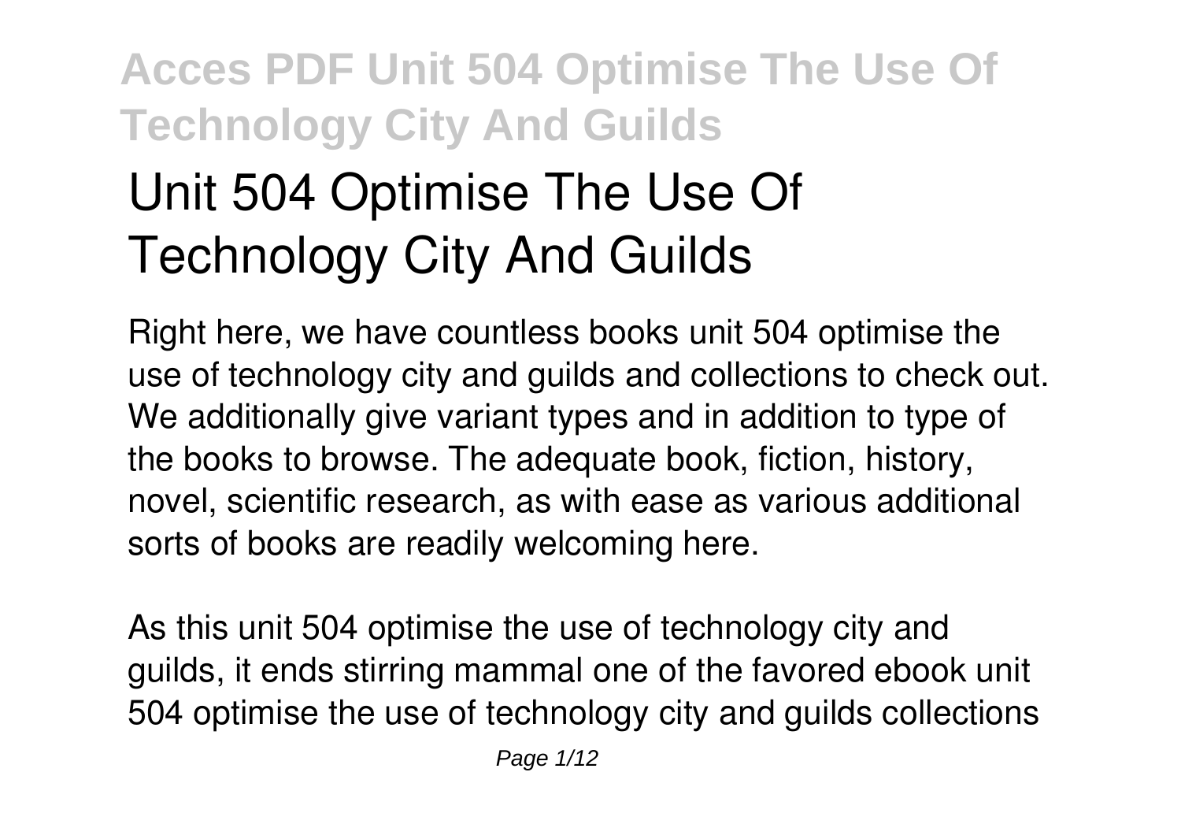# Unit 504 Optimise The Use Of Technology City And Guilds

Right here, we have countless books unit 504 optimise the use of technology city and guilds and collections to check out. We additionally give variant types and in addition to type of the books to browse. The adequate book, fiction, history, novel, scientific research, as with ease as various additional sorts of books are readily welcoming here.

As this unit 504 optimise the use of technology city and guilds, it ends stirring mammal one of the favored ebook unit 504 optimise the use of technology city and guilds collections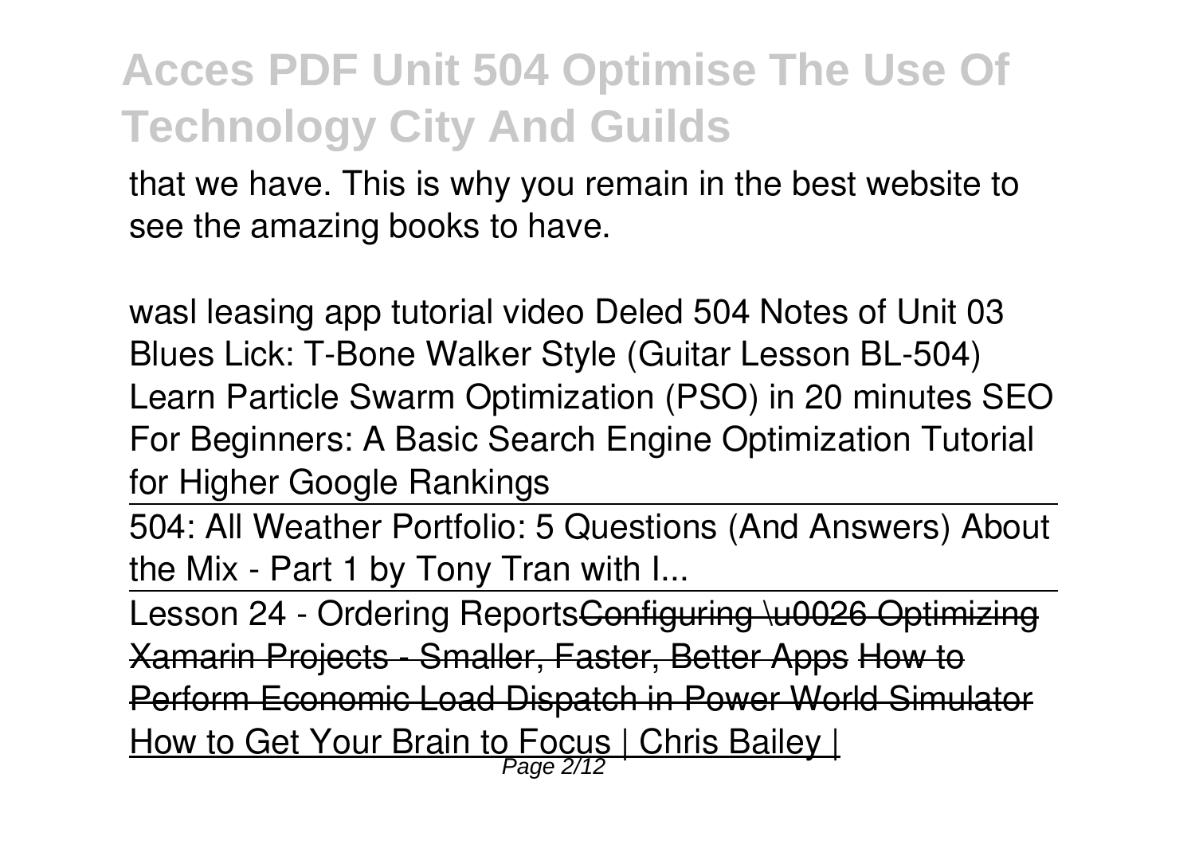that we have. This is why you remain in the best website to see the amazing books to have.

wasl leasing app tutorial video Deled 504 Notes of Unit 03 Blues Lick: T-Bone Walker Style (Guitar Lesson BL-504) Learn Particle Swarm Optimization (PSO) in 20 minutes SEO For Beginners: A Basic Search Engine Optimization Tutorial for Higher Google Rankings

504: All Weather Portfolio: 5 Questions (And Answers) About the Mix - Part 1 by Tony Tran with I...

Lesson 24 - Ordering Reports~~Configuring \u0026 Optimizing Xamarin Projects - Smaller, Faster, Better Apps~~ ~~How to Perform Economic Load Dispatch in Power World Simulator~~ How to Get Your Brain to Focus | Chris Bailey |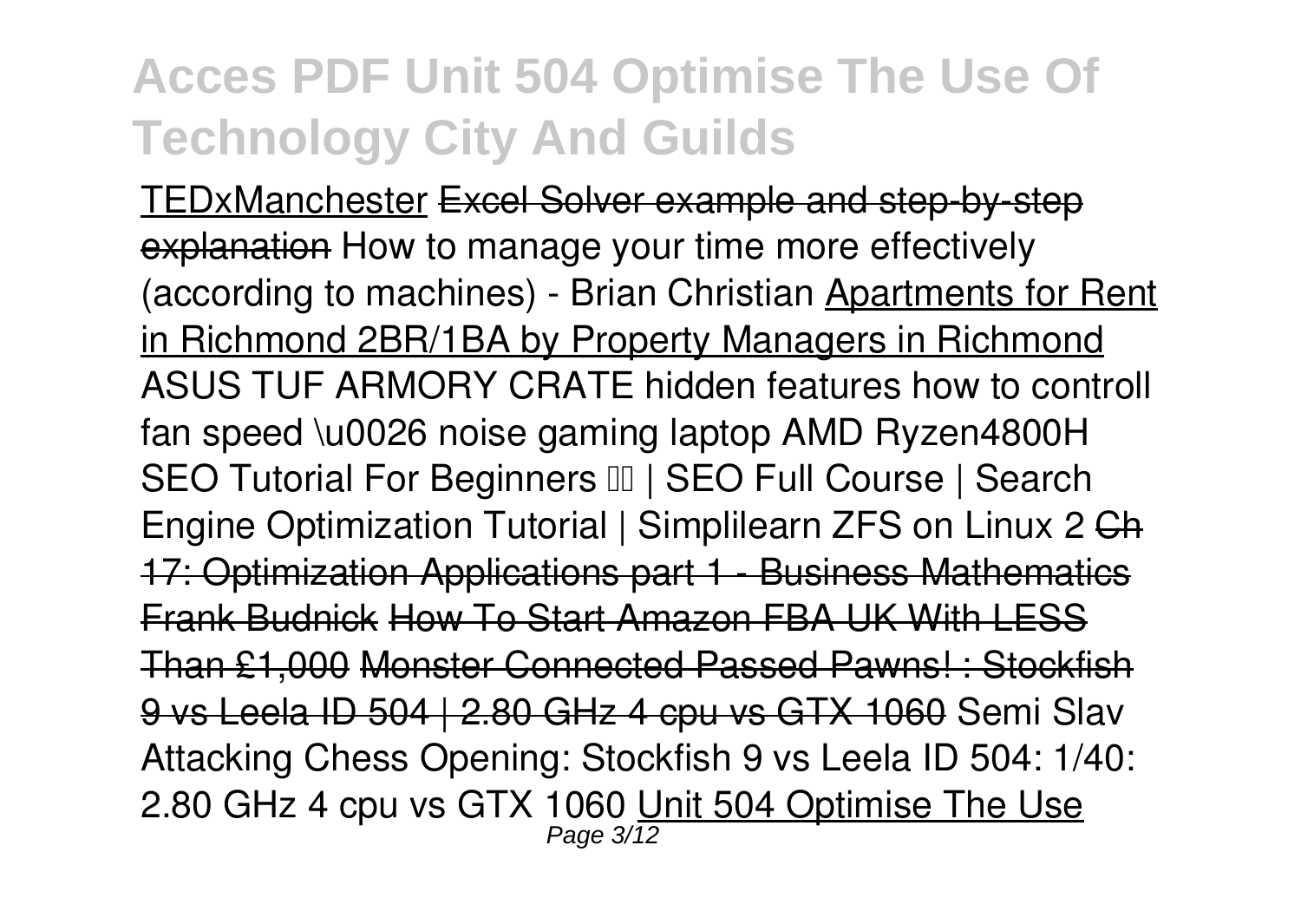TEDxManchester ~~Excel Solver example and step-by-step explanation~~ How to manage your time more effectively (according to machines) - Brian Christian Apartments for Rent in Richmond 2BR/1BA by Property Managers in Richmond ASUS TUF ARMORY CRATE hidden features how to controll fan speed \u0026 noise gaming laptop AMD Ryzen4800H SEO Tutorial For Beginners | SEO Full Course | Search Engine Optimization Tutorial | Simplilearn ZFS on Linux 2 ~~Ch 17: Optimization Applications part 1 - Business Mathematics Frank Budnick How To Start Amazon FBA UK With LESS Than £1,000 Monster Connected Passed Pawns! : Stockfish 9 vs Leela ID 504 | 2.80 GHz 4 cpu vs GTX 1060~~ Semi Slav Attacking Chess Opening: Stockfish 9 vs Leela ID 504: 1/40: 2.80 GHz 4 cpu vs GTX 1060 Unit 504 Optimise The Use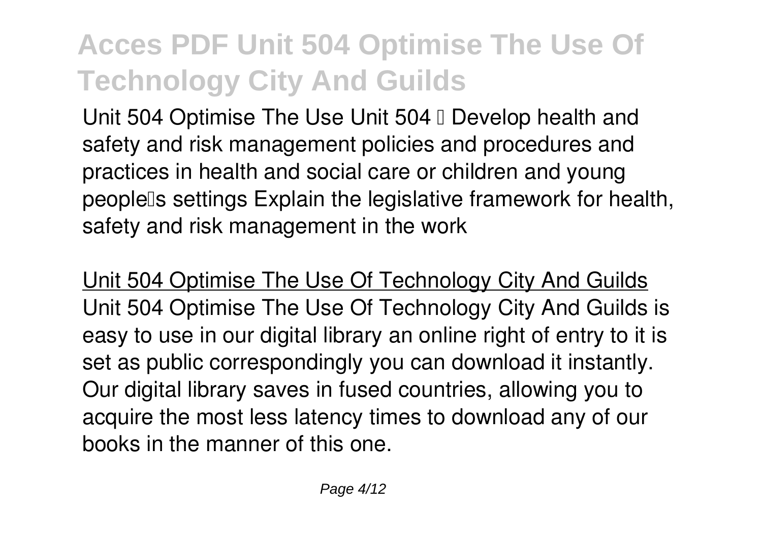Unit 504 Optimise The Use Unit 504 – Develop health and safety and risk management policies and procedures and practices in health and social care or children and young people's settings Explain the legislative framework for health, safety and risk management in the work

## Unit 504 Optimise The Use Of Technology City And Guilds

Unit 504 Optimise The Use Of Technology City And Guilds is easy to use in our digital library an online right of entry to it is set as public correspondingly you can download it instantly. Our digital library saves in fused countries, allowing you to acquire the most less latency times to download any of our books in the manner of this one.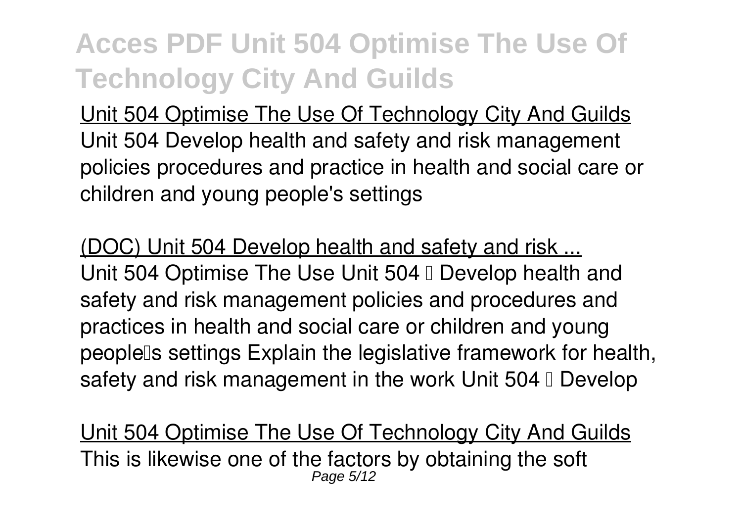Unit 504 Optimise The Use Of Technology City And Guilds

Unit 504 Develop health and safety and risk management policies procedures and practice in health and social care or children and young people's settings

(DOC) Unit 504 Develop health and safety and risk ...

Unit 504 Optimise The Use Unit 504 – Develop health and safety and risk management policies and procedures and practices in health and social care or children and young people's settings Explain the legislative framework for health, safety and risk management in the work Unit 504 – Develop

Unit 504 Optimise The Use Of Technology City And Guilds

This is likewise one of the factors by obtaining the soft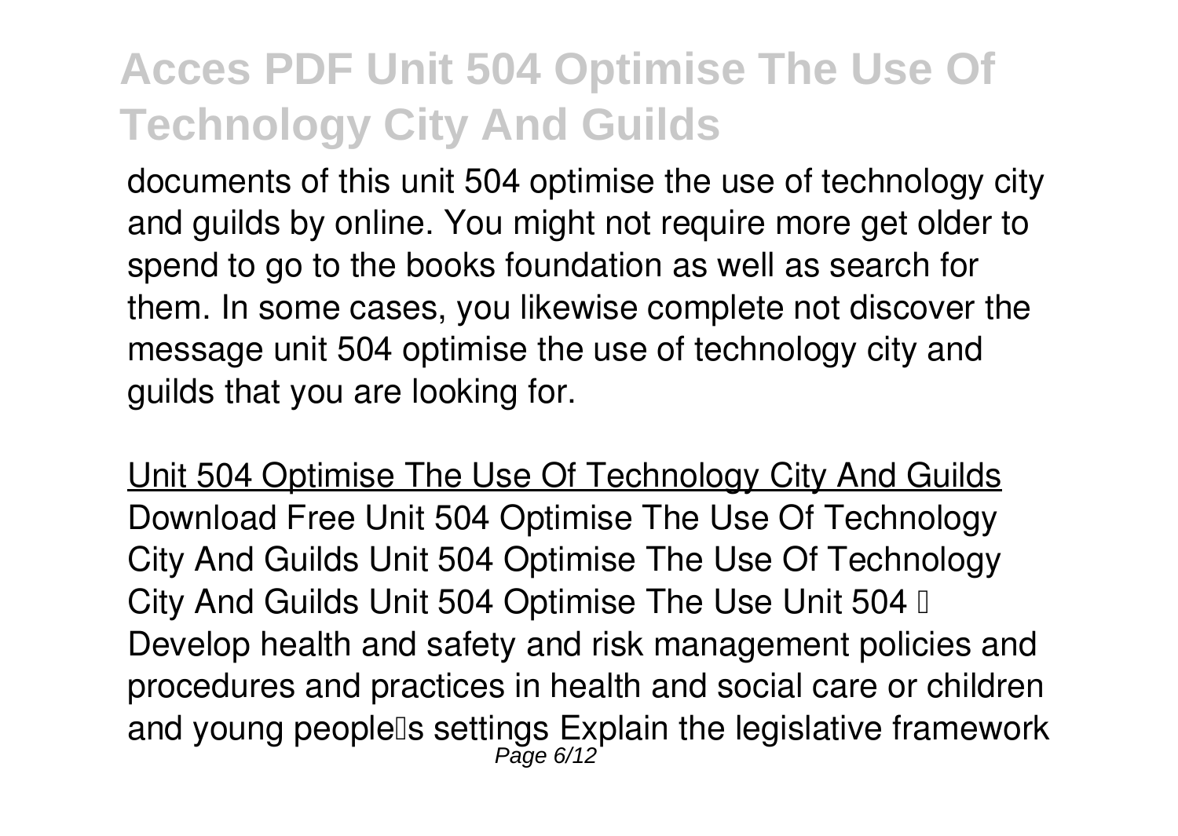documents of this unit 504 optimise the use of technology city and guilds by online. You might not require more get older to spend to go to the books foundation as well as search for them. In some cases, you likewise complete not discover the message unit 504 optimise the use of technology city and guilds that you are looking for.

## Unit 504 Optimise The Use Of Technology City And Guilds

Download Free Unit 504 Optimise The Use Of Technology City And Guilds Unit 504 Optimise The Use Of Technology City And Guilds Unit 504 Optimise The Use Unit 504 – Develop health and safety and risk management policies and procedures and practices in health and social care or children and young people's settings Explain the legislative framework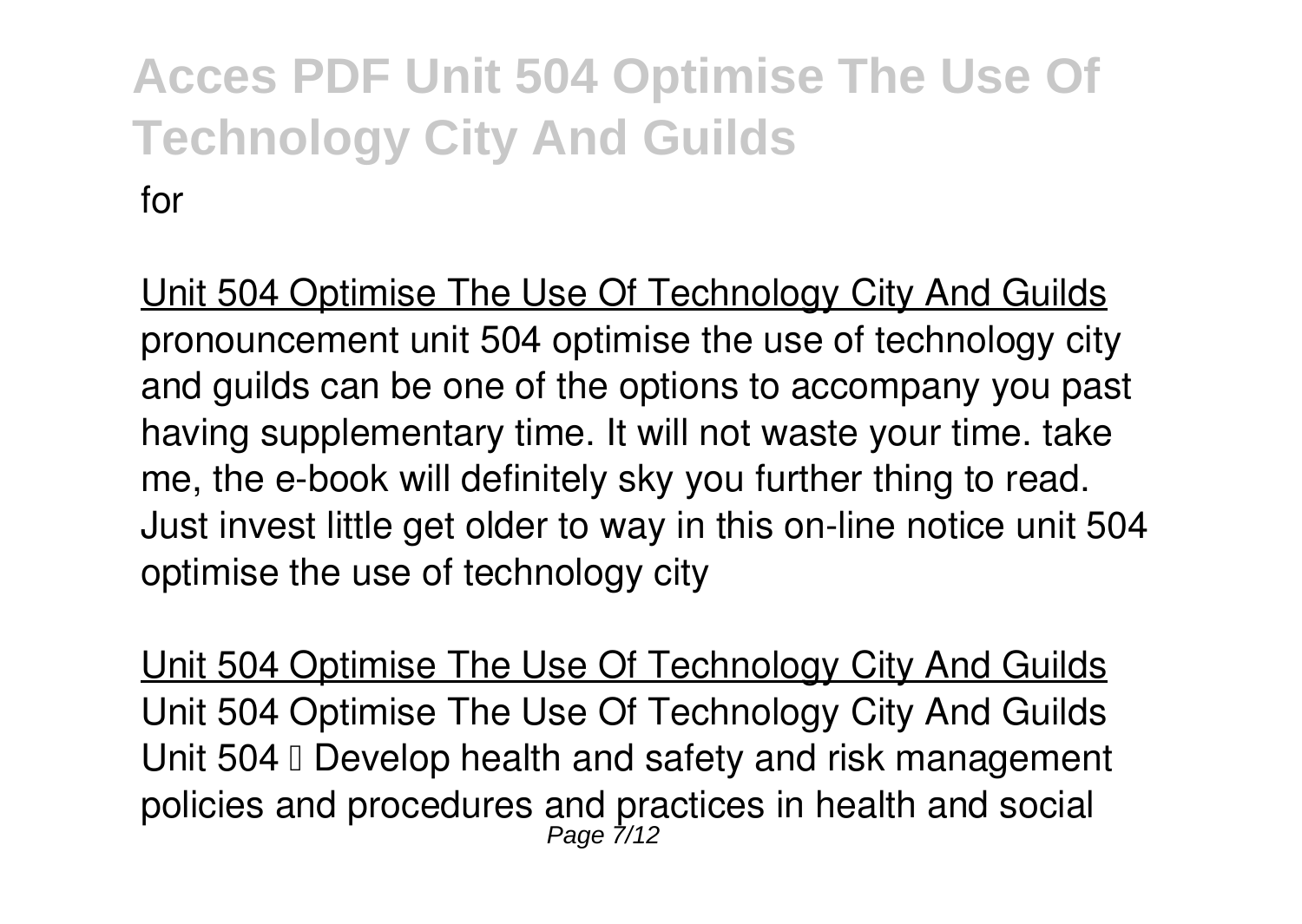for

Unit 504 Optimise The Use Of Technology City And Guilds

pronouncement unit 504 optimise the use of technology city and guilds can be one of the options to accompany you past having supplementary time. It will not waste your time. take me, the e-book will definitely sky you further thing to read. Just invest little get older to way in this on-line notice unit 504 optimise the use of technology city

Unit 504 Optimise The Use Of Technology City And Guilds

Unit 504 Optimise The Use Of Technology City And Guilds Unit 504 – Develop health and safety and risk management policies and procedures and practices in health and social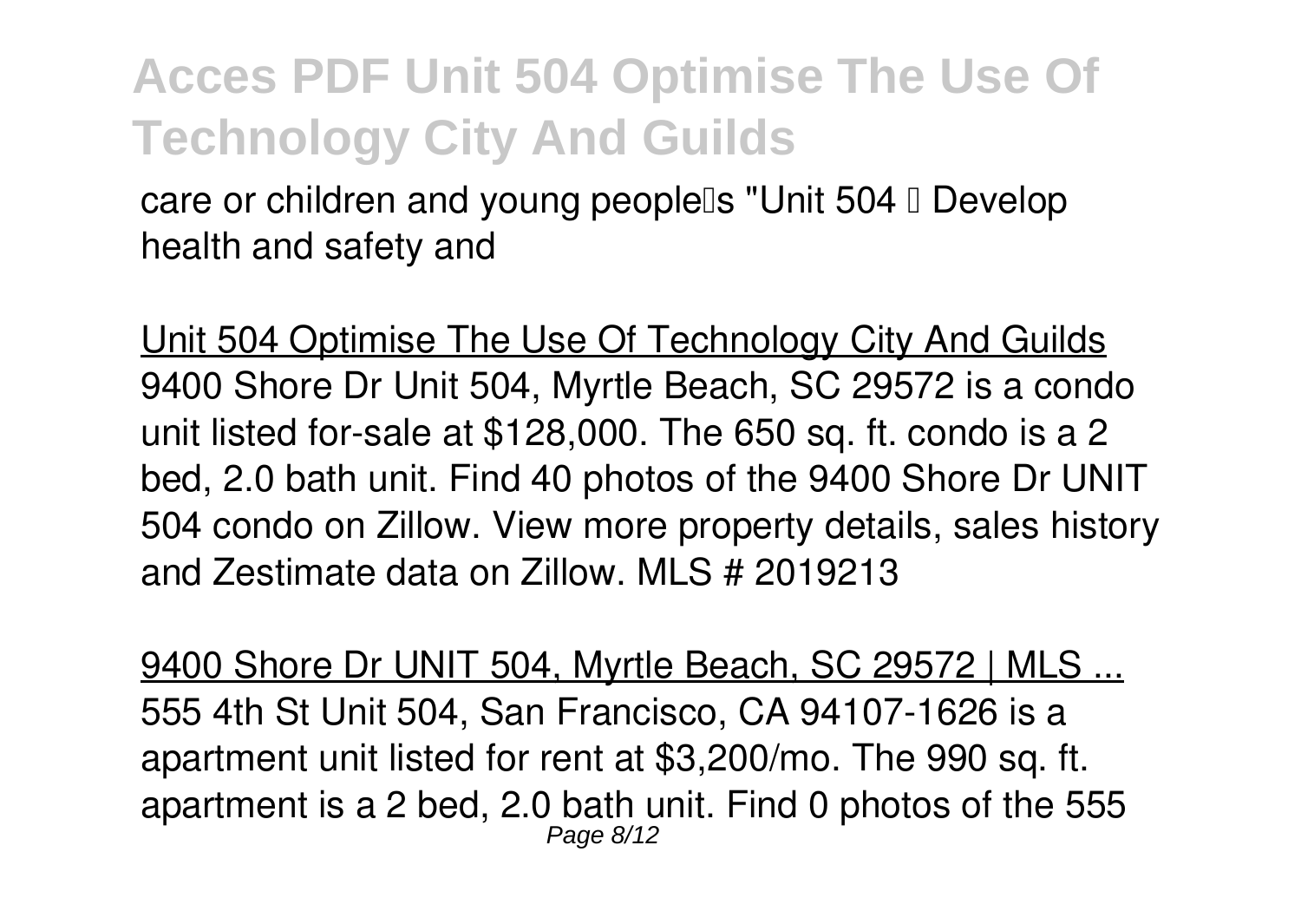care or children and young people□s "Unit 504 □ Develop health and safety and

Unit 504 Optimise The Use Of Technology City And Guilds

9400 Shore Dr Unit 504, Myrtle Beach, SC 29572 is a condo unit listed for-sale at $128,000. The 650 sq. ft. condo is a 2 bed, 2.0 bath unit. Find 40 photos of the 9400 Shore Dr UNIT 504 condo on Zillow. View more property details, sales history and Zestimate data on Zillow. MLS # 2019213

9400 Shore Dr UNIT 504, Myrtle Beach, SC 29572 | MLS ...

555 4th St Unit 504, San Francisco, CA 94107-1626 is a apartment unit listed for rent at $3,200/mo. The 990 sq. ft. apartment is a 2 bed, 2.0 bath unit. Find 0 photos of the 555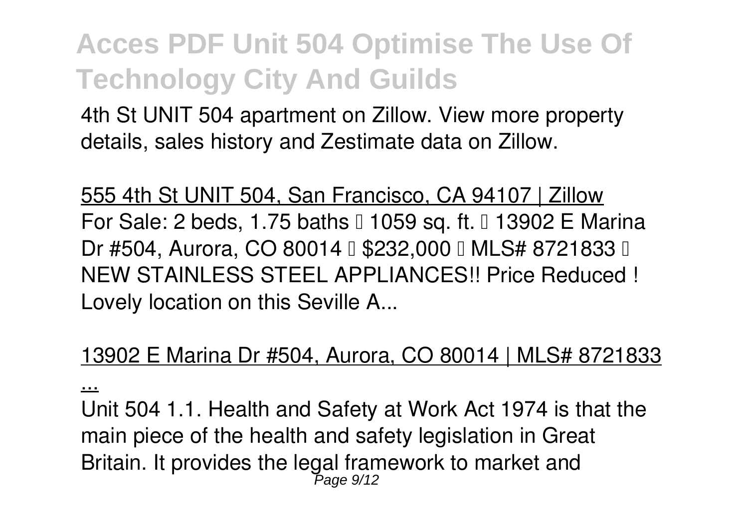4th St UNIT 504 apartment on Zillow. View more property details, sales history and Zestimate data on Zillow.

555 4th St UNIT 504, San Francisco, CA 94107 | Zillow

For Sale: 2 beds, 1.75 baths ∙ 1059 sq. ft. ∙ 13902 E Marina Dr #504, Aurora, CO 80014 ∙ $232,000 ∙ MLS# 8721833 ∙ NEW STAINLESS STEEL APPLIANCES!! Price Reduced ! Lovely location on this Seville A...

13902 E Marina Dr #504, Aurora, CO 80014 | MLS# 8721833 ...

Unit 504 1.1. Health and Safety at Work Act 1974 is that the main piece of the health and safety legislation in Great Britain. It provides the legal framework to market and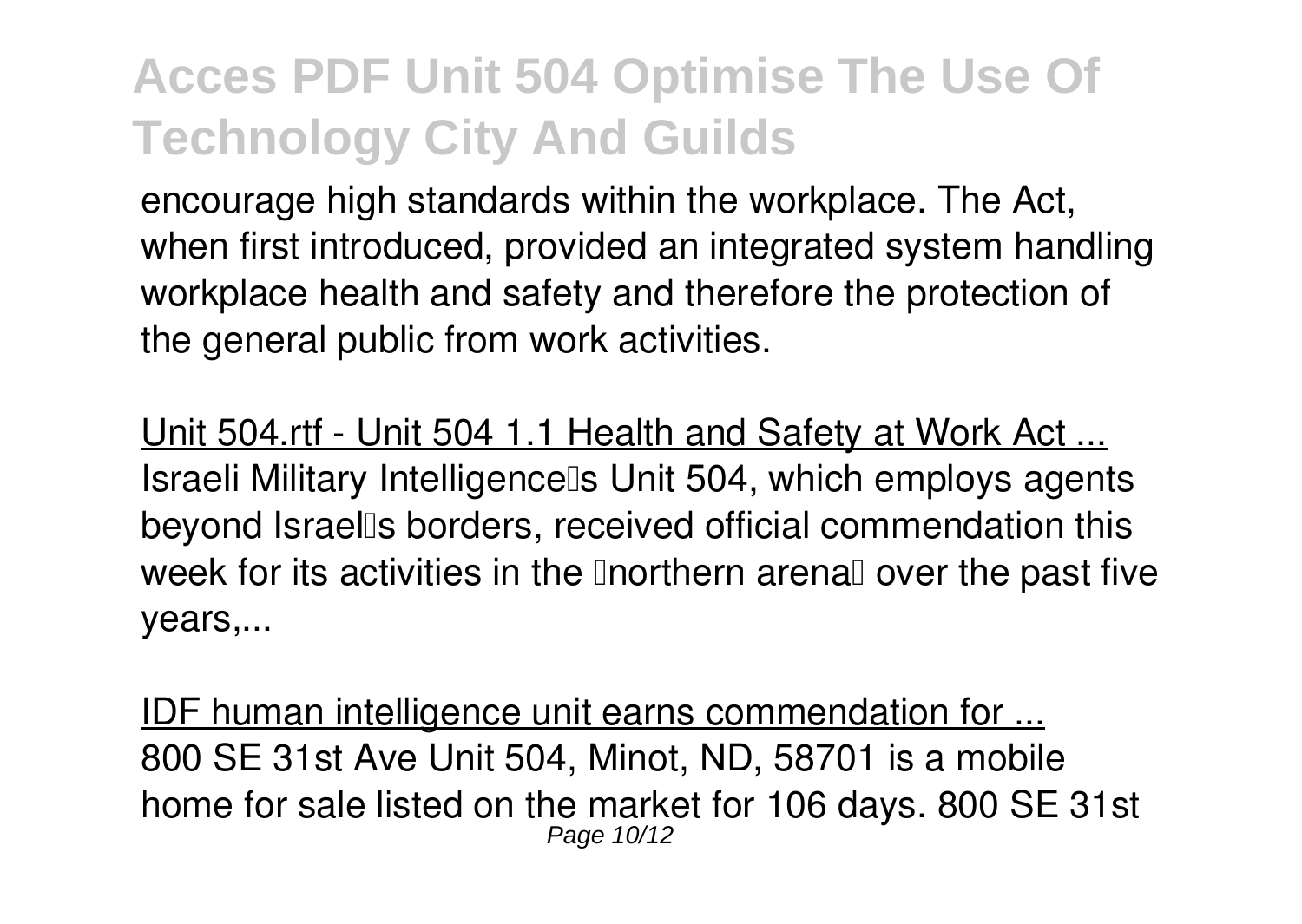encourage high standards within the workplace. The Act, when first introduced, provided an integrated system handling workplace health and safety and therefore the protection of the general public from work activities.

Unit 504.rtf - Unit 504 1.1 Health and Safety at Work Act ...
Israeli Military Intelligence's Unit 504, which employs agents beyond Israel's borders, received official commendation this week for its activities in the "northern arena" over the past five years,...

IDF human intelligence unit earns commendation for ...
800 SE 31st Ave Unit 504, Minot, ND, 58701 is a mobile home for sale listed on the market for 106 days. 800 SE 31st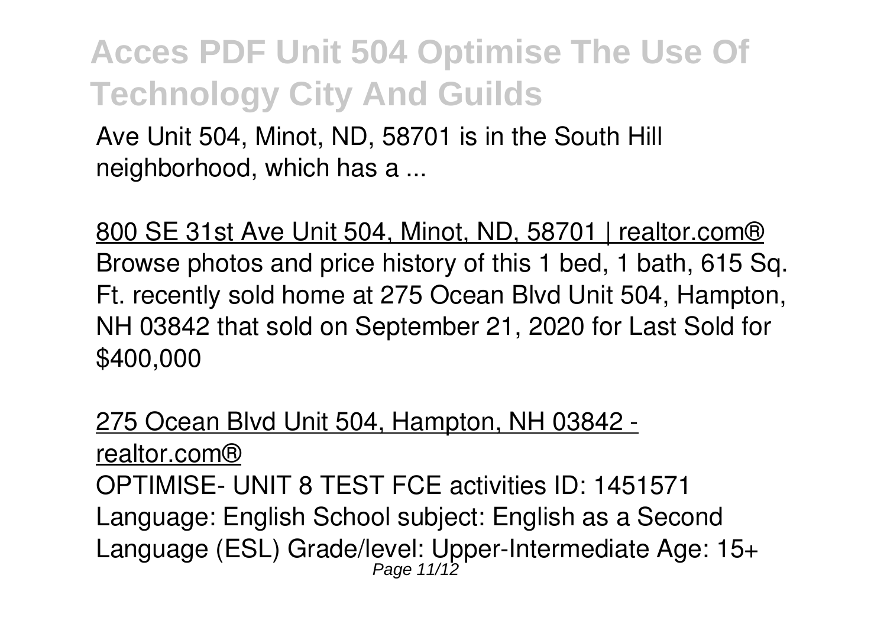Ave Unit 504, Minot, ND, 58701 is in the South Hill neighborhood, which has a ...

800 SE 31st Ave Unit 504, Minot, ND, 58701 | realtor.com®

Browse photos and price history of this 1 bed, 1 bath, 615 Sq. Ft. recently sold home at 275 Ocean Blvd Unit 504, Hampton, NH 03842 that sold on September 21, 2020 for Last Sold for $400,000

275 Ocean Blvd Unit 504, Hampton, NH 03842 - realtor.com®

OPTIMISE- UNIT 8 TEST FCE activities ID: 1451571 Language: English School subject: English as a Second Language (ESL) Grade/level: Upper-Intermediate Age: 15+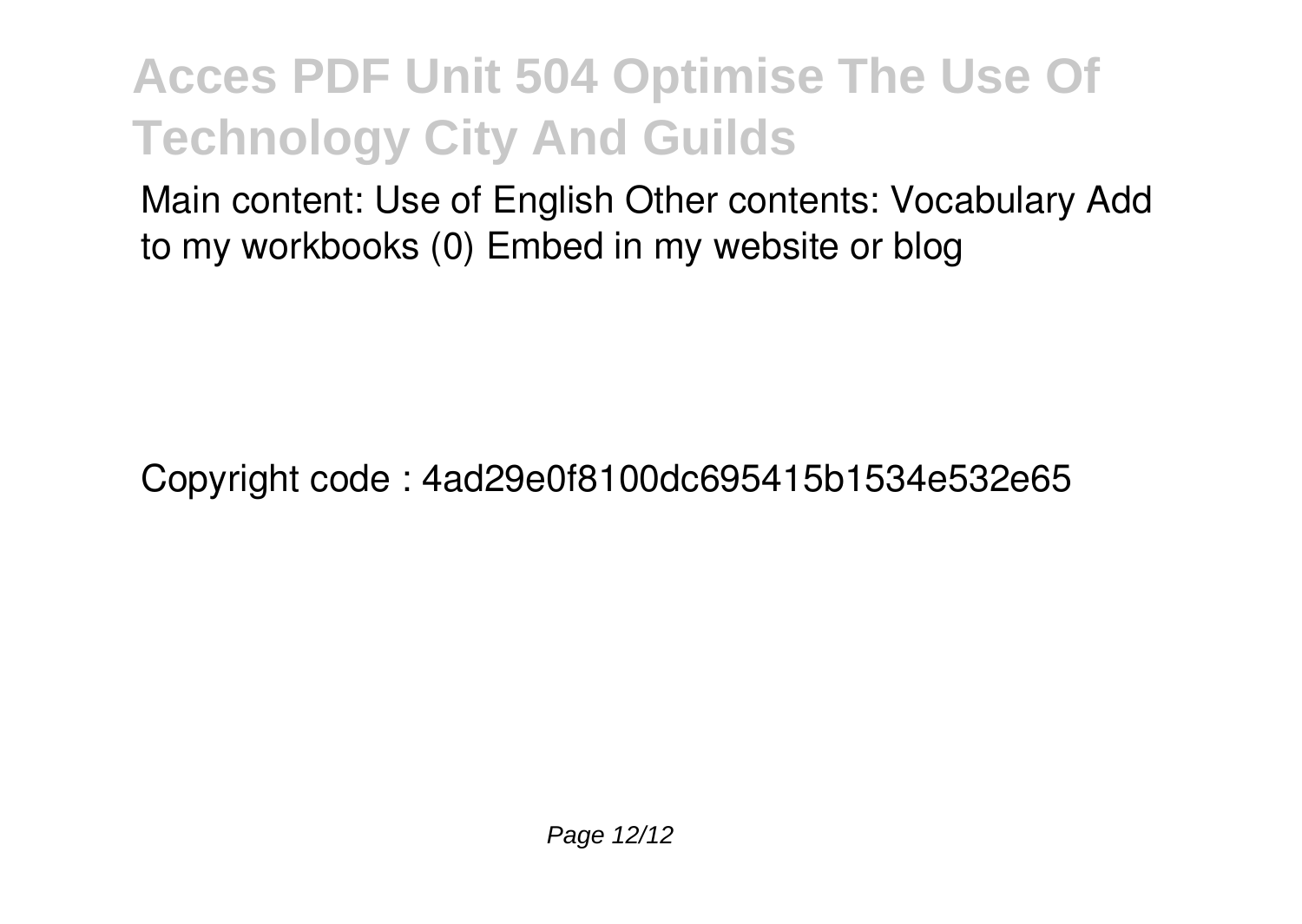Main content: Use of English Other contents: Vocabulary Add to my workbooks (0) Embed in my website or blog

Copyright code : 4ad29e0f8100dc695415b1534e532e65